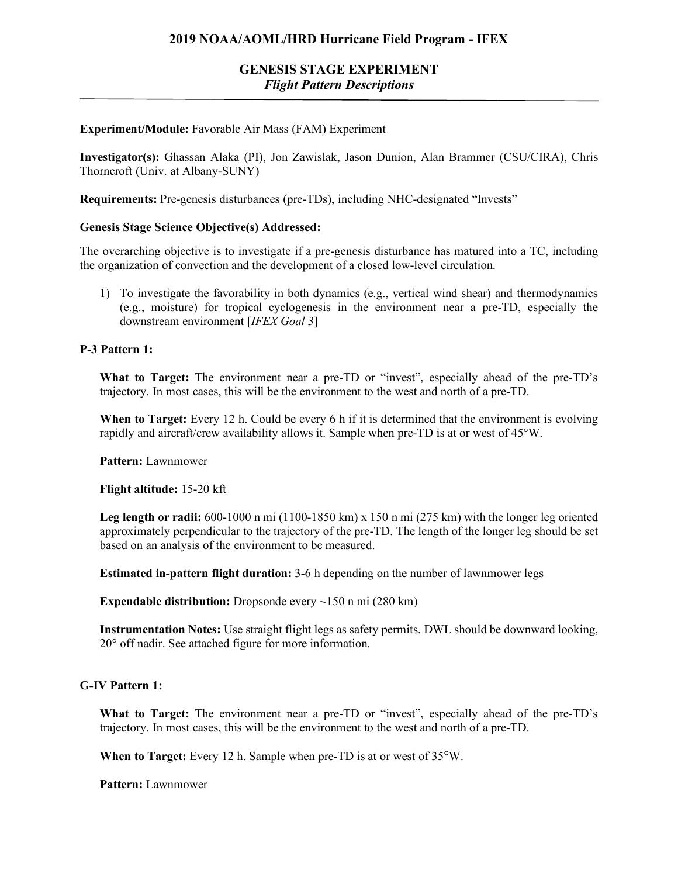# 2019 NOAA/AOML/HRD Hurricane Field Program - IFEX

## GENESIS STAGE EXPERIMENT
### *Flight Pattern Descriptions*

**Experiment/Module:** Favorable Air Mass (FAM) Experiment

**Investigator(s):** Ghassan Alaka (PI), Jon Zawislak, Jason Dunion, Alan Brammer (CSU/CIRA), Chris Thorncroft (Univ. at Albany-SUNY)

**Requirements:** Pre-genesis disturbances (pre-TDs), including NHC-designated "Invests"

**Genesis Stage Science Objective(s) Addressed:**

The overarching objective is to investigate if a pre-genesis disturbance has matured into a TC, including the organization of convection and the development of a closed low-level circulation.

1) To investigate the favorability in both dynamics (e.g., vertical wind shear) and thermodynamics (e.g., moisture) for tropical cyclogenesis in the environment near a pre-TD, especially the downstream environment [*IFEX Goal 3*]

**P-3 Pattern 1:**

**What to Target:** The environment near a pre-TD or "invest", especially ahead of the pre-TD's trajectory. In most cases, this will be the environment to the west and north of a pre-TD.

**When to Target:** Every 12 h. Could be every 6 h if it is determined that the environment is evolving rapidly and aircraft/crew availability allows it. Sample when pre-TD is at or west of 45°W.

**Pattern:** Lawnmower

**Flight altitude:** 15-20 kft

**Leg length or radii:** 600-1000 n mi (1100-1850 km) x 150 n mi (275 km) with the longer leg oriented approximately perpendicular to the trajectory of the pre-TD. The length of the longer leg should be set based on an analysis of the environment to be measured.

**Estimated in-pattern flight duration:** 3-6 h depending on the number of lawnmower legs

**Expendable distribution:** Dropsonde every ~150 n mi (280 km)

**Instrumentation Notes:** Use straight flight legs as safety permits. DWL should be downward looking, 20° off nadir. See attached figure for more information.

**G-IV Pattern 1:**

**What to Target:** The environment near a pre-TD or "invest", especially ahead of the pre-TD's trajectory. In most cases, this will be the environment to the west and north of a pre-TD.

**When to Target:** Every 12 h. Sample when pre-TD is at or west of 35°W.

**Pattern:** Lawnmower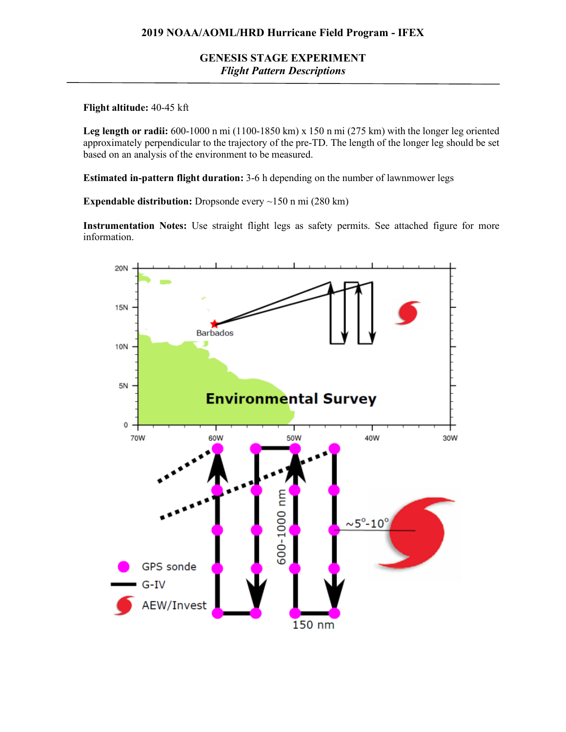**2019 NOAA/AOML/HRD Hurricane Field Program - IFEX**

**GENESIS STAGE EXPERIMENT**
*Flight Pattern Descriptions*

---

**Flight altitude:** 40-45 kft

**Leg length or radii:** 600-1000 n mi (1100-1850 km) x 150 n mi (275 km) with the longer leg oriented approximately perpendicular to the trajectory of the pre-TD. The length of the longer leg should be set based on an analysis of the environment to be measured.

**Estimated in-pattern flight duration:** 3-6 h depending on the number of lawnmower legs

**Expendable distribution:** Dropsonde every ~150 n mi (280 km)

**Instrumentation Notes:** Use straight flight legs as safety permits. See attached figure for more information.

20N
15N
10N
5N
0
70W
60W
50W
40W
30W
Barbados
Environmental Survey

600-1000 nm
~5°-10°
150 nm
GPS sonde
G-IV
AEW/Invest